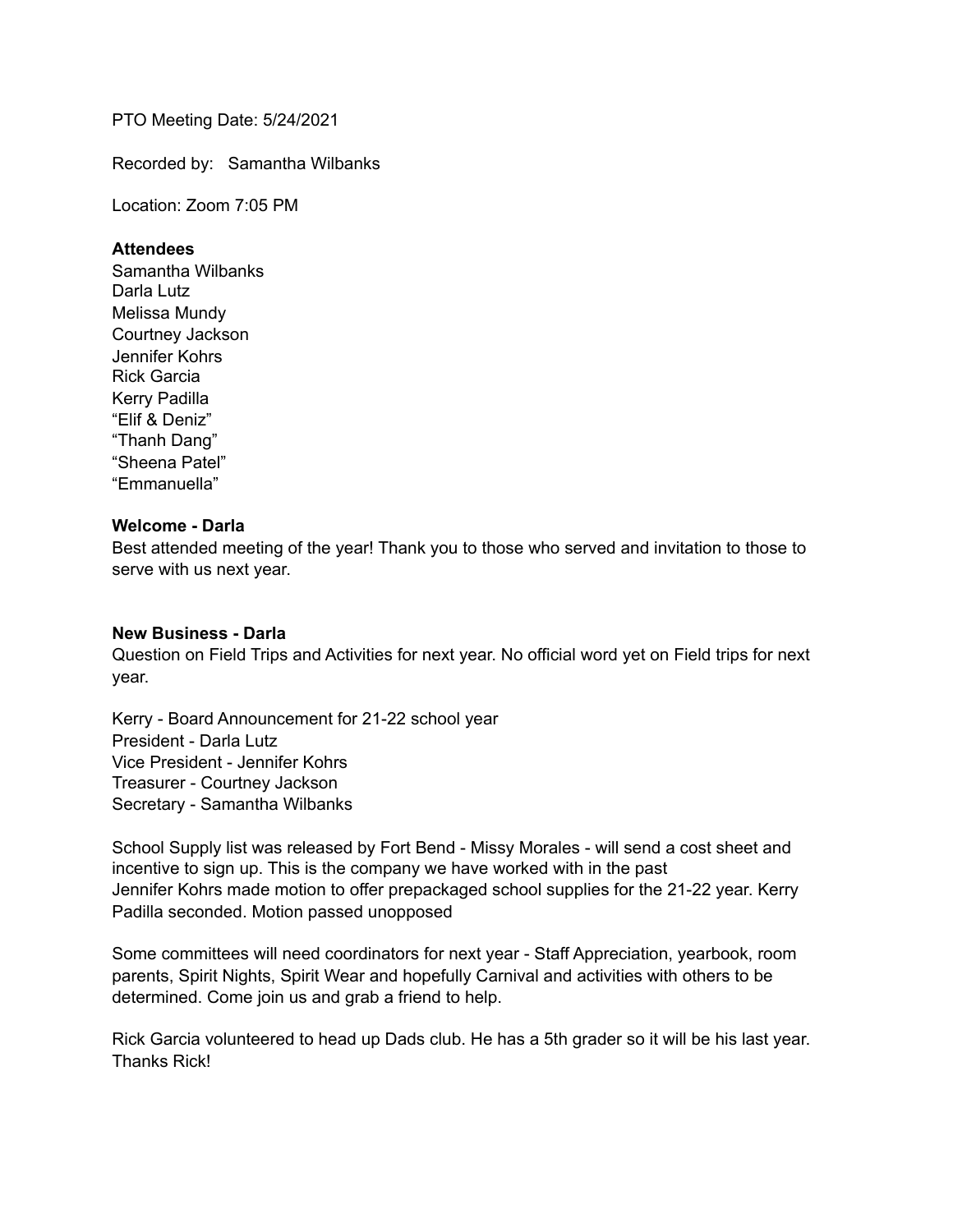PTO Meeting Date: 5/24/2021

Recorded by: Samantha Wilbanks

Location: Zoom 7:05 PM

**Attendees**
Samantha Wilbanks
Darla Lutz
Melissa Mundy
Courtney Jackson
Jennifer Kohrs
Rick Garcia
Kerry Padilla
"Elif & Deniz"
"Thanh Dang"
"Sheena Patel"
"Emmanuella"

**Welcome - Darla**
Best attended meeting of the year! Thank you to those who served and invitation to those to serve with us next year.

**New Business - Darla**
Question on Field Trips and Activities for next year. No official word yet on Field trips for next year.

Kerry - Board Announcement for 21-22 school year
President - Darla Lutz
Vice President - Jennifer Kohrs
Treasurer - Courtney Jackson
Secretary - Samantha Wilbanks

School Supply list was released by Fort Bend - Missy Morales - will send a cost sheet and incentive to sign up. This is the company we have worked with in the past
Jennifer Kohrs made motion to offer prepackaged school supplies for the 21-22 year. Kerry Padilla seconded. Motion passed unopposed

Some committees will need coordinators for next year - Staff Appreciation, yearbook, room parents, Spirit Nights, Spirit Wear and hopefully Carnival and activities with others to be determined. Come join us and grab a friend to help.

Rick Garcia volunteered to head up Dads club. He has a 5th grader so it will be his last year. Thanks Rick!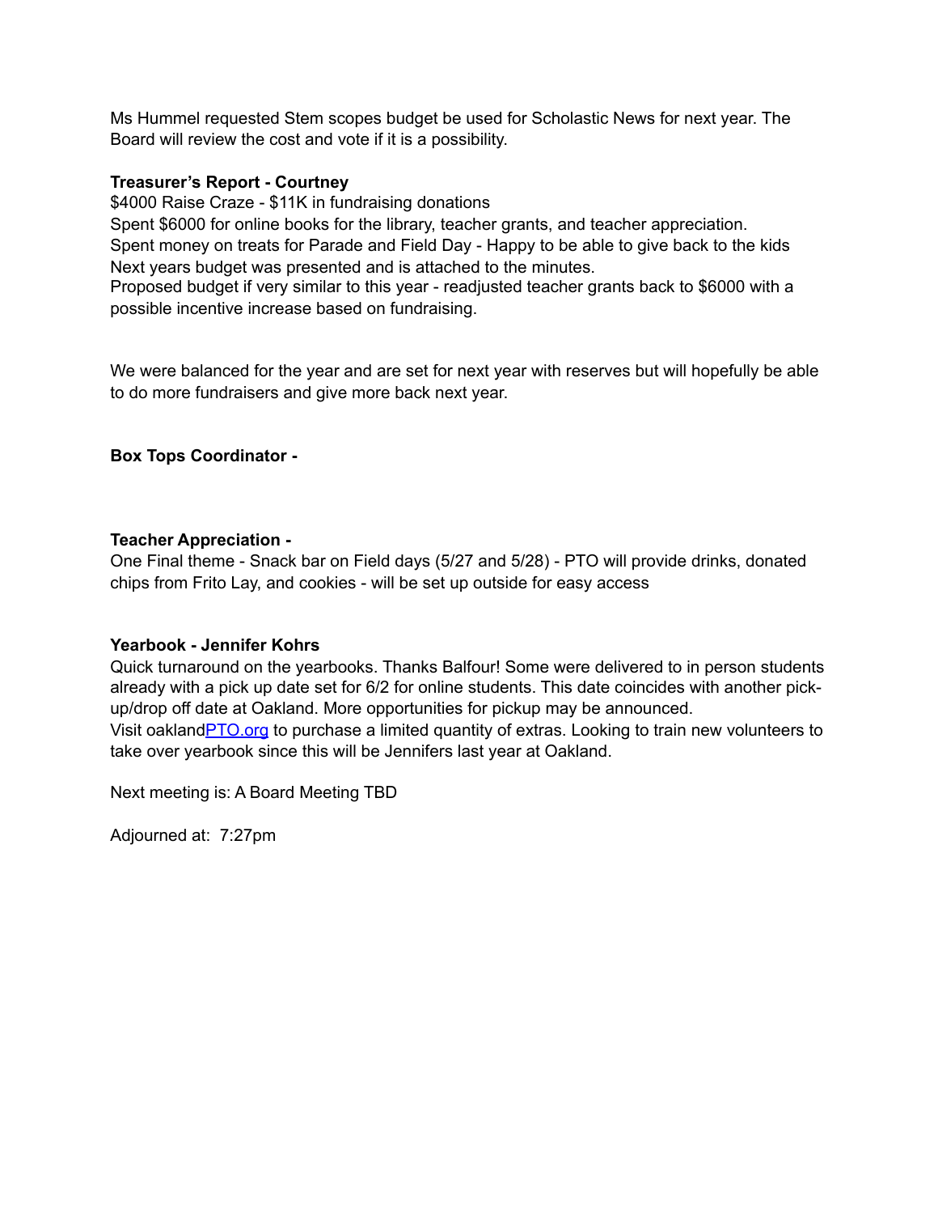Ms Hummel requested Stem scopes budget be used for Scholastic News for next year. The Board will review the cost and vote if it is a possibility.

**Treasurer's Report - Courtney**

$4000 Raise Craze - $11K in fundraising donations

Spent $6000 for online books for the library, teacher grants, and teacher appreciation.

Spent money on treats for Parade and Field Day - Happy to be able to give back to the kids

Next years budget was presented and is attached to the minutes.

Proposed budget if very similar to this year - readjusted teacher grants back to $6000 with a possible incentive increase based on fundraising.

We were balanced for the year and are set for next year with reserves but will hopefully be able to do more fundraisers and give more back next year.

**Box Tops Coordinator -**

**Teacher Appreciation -**

One Final theme - Snack bar on Field days (5/27 and 5/28) - PTO will provide drinks, donated chips from Frito Lay, and cookies - will be set up outside for easy access

**Yearbook - Jennifer Kohrs**

Quick turnaround on the yearbooks. Thanks Balfour! Some were delivered to in person students already with a pick up date set for 6/2 for online students. This date coincides with another pick-up/drop off date at Oakland. More opportunities for pickup may be announced.

Visit oaklandPTO.org to purchase a limited quantity of extras. Looking to train new volunteers to take over yearbook since this will be Jennifers last year at Oakland.

Next meeting is: A Board Meeting TBD

Adjourned at: 7:27pm